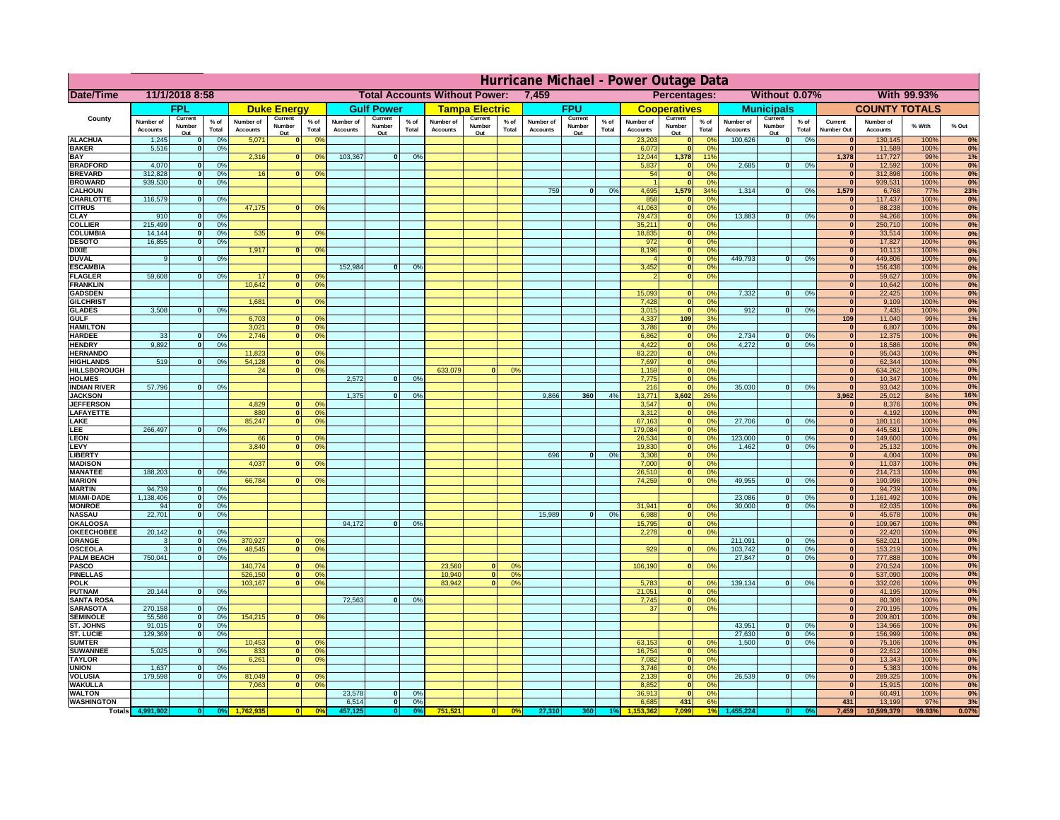# Hurricane Michael - Power Outage Data

| Date/Time | 11/1/2018 8:58 | | Total Accounts Without Power: | 7,459 | | Percentages: | Without 0.07% | With 99.93% |
|---|---|---|---|---|---|---|---|---|

| County | FPL | | | Duke Energy | | | Gulf Power | | | Tampa Electric | | | FPU | | | Cooperatives | | | Municipals | | | COUNTY TOTALS | | | |
|---|---|---|---|---|---|---|---|---|---|---|---|---|---|---|---|---|---|---|---|---|---|---|---|---|---|
| | Number of Accounts | Current Number Out | % of Total | Number of Accounts | Current Number Out | % of Total | Number of Accounts | Current Number Out | % of Total | Number of Accounts | Current Number Out | % of Total | Number of Accounts | Current Number Out | % of Total | Number of Accounts | Current Number Out | % of Total | Number of Accounts | Current Number Out | % of Total | Current Number Out | Number of Accounts | % With | % Out |
| ALACHUA | 1,245 | 0 | 0% | 5,071 | 0 | 0% | | | | | | | | | | 23,203 | 0 | 0% | 100,626 | 0 | 0% | 0 | 130,145 | 100% | 0% |
| BAKER | 5,516 | 0 | 0% | | | | | | | | | | | | | 6,073 | 0 | 0% | | | | 0 | 11,589 | 100% | 0% |
| BAY | | | | 2,316 | 0 | 0% | 103,367 | 0 | 0% | | | | | | | 12,044 | 1,378 | 11% | | | | 1,378 | 117,727 | 99% | 1% |
| BRADFORD | 4,070 | 0 | 0% | | | | | | | | | | | | | 5,837 | 0 | 0% | 2,685 | 0 | 0% | 0 | 12,592 | 100% | 0% |
| BREVARD | 312,828 | 0 | 0% | 16 | 0 | 0% | | | | | | | | | | 54 | 0 | 0% | | | | 0 | 312,898 | 100% | 0% |
| BROWARD | 939,530 | 0 | 0% | | | | | | | | | | | | | 1 | 0 | 0% | | | | 0 | 939,531 | 100% | 0% |
| CALHOUN | | | | | | | | | | | | | 759 | 0 | 0% | 4,695 | 1,579 | 34% | 1,314 | 0 | 0% | 1,579 | 6,768 | 77% | 23% |
| CHARLOTTE | 116,579 | 0 | 0% | | | | | | | | | | | | | 858 | 0 | 0% | | | | 0 | 117,437 | 100% | 0% |
| CITRUS | | | | 47,175 | 0 | 0% | | | | | | | | | | 41,063 | 0 | 0% | | | | 0 | 88,238 | 100% | 0% |
| CLAY | 910 | 0 | 0% | | | | | | | | | | | | | 79,473 | 0 | 0% | 13,883 | 0 | 0% | 0 | 94,266 | 100% | 0% |
| COLLIER | 215,499 | 0 | 0% | | | | | | | | | | | | | 35,211 | 0 | 0% | | | | 0 | 250,710 | 100% | 0% |
| COLUMBIA | 14,144 | 0 | 0% | 535 | 0 | 0% | | | | | | | | | | 18,835 | 0 | 0% | | | | 0 | 33,514 | 100% | 0% |
| DESOTO | 16,855 | 0 | 0% | | | | | | | | | | | | | 972 | 0 | 0% | | | | 0 | 17,827 | 100% | 0% |
| DIXIE | | | | 1,917 | 0 | 0% | | | | | | | | | | 8,196 | 0 | 0% | | | | 0 | 10,113 | 100% | 0% |
| DUVAL | 9 | 0 | 0% | | | | | | | | | | | | | 4 | 0 | 0% | 449,793 | 0 | 0% | 0 | 449,806 | 100% | 0% |
| ESCAMBIA | | | | | | | 152,984 | 0 | 0% | | | | | | | 3,452 | 0 | 0% | | | | 0 | 156,436 | 100% | 0% |
| FLAGLER | 59,608 | 0 | 0% | 17 | 0 | 0% | | | | | | | | | | 2 | 0 | 0% | | | | 0 | 59,627 | 100% | 0% |
| FRANKLIN | | | | 10,642 | 0 | 0% | | | | | | | | | | | | | | | | 0 | 10,642 | 100% | 0% |
| GADSDEN | | | | | | | | | | | | | | | | 15,093 | 0 | 0% | 7,332 | 0 | 0% | 0 | 22,425 | 100% | 0% |
| GILCHRIST | | | | 1,681 | 0 | 0% | | | | | | | | | | 7,428 | 0 | 0% | | | | 0 | 9,109 | 100% | 0% |
| GLADES | 3,508 | 0 | 0% | | | | | | | | | | | | | 3,015 | 0 | 0% | 912 | 0 | 0% | 0 | 7,435 | 100% | 0% |
| GULF | | | | 6,703 | 0 | 0% | | | | | | | | | | 4,337 | 109 | 3% | | | | 109 | 11,040 | 99% | 1% |
| HAMILTON | | | | 3,021 | 0 | 0% | | | | | | | | | | 3,786 | 0 | 0% | | | | 0 | 6,807 | 100% | 0% |
| HARDEE | 33 | 0 | 0% | 2,746 | 0 | 0% | | | | | | | | | | 6,862 | 0 | 0% | 2,734 | 0 | 0% | 0 | 12,375 | 100% | 0% |
| HENDRY | 9,892 | 0 | 0% | | | | | | | | | | | | | 4,422 | 0 | 0% | 4,272 | 0 | 0% | 0 | 18,586 | 100% | 0% |
| HERNANDO | | | | 11,823 | 0 | 0% | | | | | | | | | | 83,220 | 0 | 0% | | | | 0 | 95,043 | 100% | 0% |
| HIGHLANDS | 519 | 0 | 0% | 54,128 | 0 | 0% | | | | | | | | | | 7,697 | 0 | 0% | | | | 0 | 62,344 | 100% | 0% |
| HILLSBOROUGH | | | | 24 | 0 | 0% | | | | 633,079 | 0 | 0% | | | | 1,159 | 0 | 0% | | | | 0 | 634,262 | 100% | 0% |
| HOLMES | | | | | | | 2,572 | 0 | 0% | | | | | | | 7,775 | 0 | 0% | | | | 0 | 10,347 | 100% | 0% |
| INDIAN RIVER | 57,796 | 0 | 0% | | | | | | | | | | | | | 216 | 0 | 0% | 35,030 | 0 | 0% | 0 | 93,042 | 100% | 0% |
| JACKSON | | | | | | | 1,375 | 0 | 0% | | | | 9,866 | 360 | 4% | 13,771 | 3,602 | 26% | | | | 3,962 | 25,012 | 84% | 16% |
| JEFFERSON | | | | 4,829 | 0 | 0% | | | | | | | | | | 3,547 | 0 | 0% | | | | 0 | 8,376 | 100% | 0% |
| LAFAYETTE | | | | 880 | 0 | 0% | | | | | | | | | | 3,312 | 0 | 0% | | | | 0 | 4,192 | 100% | 0% |
| LAKE | | | | 85,247 | 0 | 0% | | | | | | | | | | 67,163 | 0 | 0% | 27,706 | 0 | 0% | 0 | 180,116 | 100% | 0% |
| LEE | 266,497 | 0 | 0% | | | | | | | | | | | | | 179,084 | 0 | 0% | | | | 0 | 445,581 | 100% | 0% |
| LEON | | | | 66 | 0 | 0% | | | | | | | | | | 26,534 | 0 | 0% | 123,000 | 0 | 0% | 0 | 149,600 | 100% | 0% |
| LEVY | | | | 3,840 | 0 | 0% | | | | | | | | | | 19,830 | 0 | 0% | 1,462 | 0 | 0% | 0 | 25,132 | 100% | 0% |
| LIBERTY | | | | | | | | | | | | | 696 | 0 | 0% | 3,308 | 0 | 0% | | | | 0 | 4,004 | 100% | 0% |
| MADISON | | | | 4,037 | 0 | 0% | | | | | | | | | | 7,000 | 0 | 0% | | | | 0 | 11,037 | 100% | 0% |
| MANATEE | 188,203 | 0 | 0% | | | | | | | | | | | | | 26,510 | 0 | 0% | | | | 0 | 214,713 | 100% | 0% |
| MARION | | | | 66,784 | 0 | 0% | | | | | | | | | | 74,259 | 0 | 0% | 49,955 | 0 | 0% | 0 | 190,998 | 100% | 0% |
| MARTIN | 94,739 | 0 | 0% | | | | | | | | | | | | | | | | | | | 0 | 94,739 | 100% | 0% |
| MIAMI-DADE | 1,138,406 | 0 | 0% | | | | | | | | | | | | | | | | 23,086 | 0 | 0% | 0 | 1,161,492 | 100% | 0% |
| MONROE | 94 | 0 | 0% | | | | | | | | | | | | | 31,941 | 0 | 0% | 30,000 | 0 | 0% | 0 | 62,035 | 100% | 0% |
| NASSAU | 22,701 | 0 | 0% | | | | | | | | | | 15,989 | 0 | 0% | 6,988 | 0 | 0% | | | | 0 | 45,678 | 100% | 0% |
| OKALOOSA | | | | | | | 94,172 | 0 | 0% | | | | | | | 15,795 | 0 | 0% | | | | 0 | 109,967 | 100% | 0% |
| OKEECHOBEE | 20,142 | 0 | 0% | | | | | | | | | | | | | 2,278 | 0 | 0% | | | | 0 | 22,420 | 100% | 0% |
| ORANGE | 3 | 0 | 0% | 370,927 | 0 | 0% | | | | | | | | | | | | | 211,091 | 0 | 0% | 0 | 582,021 | 100% | 0% |
| OSCEOLA | 3 | 0 | 0% | 48,545 | 0 | 0% | | | | | | | | | | 929 | 0 | 0% | 103,742 | 0 | 0% | 0 | 153,219 | 100% | 0% |
| PALM BEACH | 750,041 | 0 | 0% | | | | | | | | | | | | | | | | 27,847 | 0 | 0% | 0 | 777,888 | 100% | 0% |
| PASCO | | | | 140,774 | 0 | 0% | | | | 23,560 | 0 | 0% | | | | 106,190 | 0 | 0% | | | | 0 | 270,524 | 100% | 0% |
| PINELLAS | | | | 526,150 | 0 | 0% | | | | 10,940 | 0 | 0% | | | | | | | | | | 0 | 537,090 | 100% | 0% |
| POLK | | | | 103,167 | 0 | 0% | | | | 83,942 | 0 | 0% | | | | 5,783 | 0 | 0% | 139,134 | 0 | 0% | 0 | 332,026 | 100% | 0% |
| PUTNAM | 20,144 | 0 | 0% | | | | | | | | | | | | | 21,051 | 0 | 0% | | | | 0 | 41,195 | 100% | 0% |
| SANTA ROSA | | | | | | | 72,563 | 0 | 0% | | | | | | | 7,745 | 0 | 0% | | | | 0 | 80,308 | 100% | 0% |
| SARASOTA | 270,158 | 0 | 0% | | | | | | | | | | | | | 37 | 0 | 0% | | | | 0 | 270,195 | 100% | 0% |
| SEMINOLE | 55,586 | 0 | 0% | 154,215 | 0 | 0% | | | | | | | | | | | | | | | | 0 | 209,801 | 100% | 0% |
| ST. JOHNS | 91,015 | 0 | 0% | | | | | | | | | | | | | | | | 43,951 | 0 | 0% | 0 | 134,966 | 100% | 0% |
| ST. LUCIE | 129,369 | 0 | 0% | | | | | | | | | | | | | | | | 27,630 | 0 | 0% | 0 | 156,999 | 100% | 0% |
| SUMTER | | | | 10,453 | 0 | 0% | | | | | | | | | | 63,153 | 0 | 0% | 1,500 | 0 | 0% | 0 | 75,106 | 100% | 0% |
| SUWANNEE | 5,025 | 0 | 0% | 833 | 0 | 0% | | | | | | | | | | 16,754 | 0 | 0% | | | | 0 | 22,612 | 100% | 0% |
| TAYLOR | | | | 6,261 | 0 | 0% | | | | | | | | | | 7,082 | 0 | 0% | | | | 0 | 13,343 | 100% | 0% |
| UNION | 1,637 | 0 | 0% | | | | | | | | | | | | | 3,746 | 0 | 0% | | | | 0 | 5,383 | 100% | 0% |
| VOLUSIA | 179,598 | 0 | 0% | 81,049 | 0 | 0% | | | | | | | | | | 2,139 | 0 | 0% | 26,539 | 0 | 0% | 0 | 289,325 | 100% | 0% |
| WAKULLA | | | | 7,063 | 0 | 0% | | | | | | | | | | 8,852 | 0 | 0% | | | | 0 | 15,915 | 100% | 0% |
| WALTON | | | | | | | 23,578 | 0 | 0% | | | | | | | 36,913 | 0 | 0% | | | | 0 | 60,491 | 100% | 0% |
| WASHINGTON | | | | | | | 6,514 | 0 | 0% | | | | | | | 6,685 | 431 | 6% | | | | 431 | 13,199 | 97% | 3% |
| Totals | 4,991,902 | 0 | 0% | 1,762,935 | 0 | 0% | 457,125 | 0 | 0% | 751,521 | 0 | 0% | 27,310 | 360 | 1% | 1,153,362 | 7,099 | 1% | 1,455,224 | 0 | 0% | 7,459 | 10,599,379 | 99.93% | 0.07% |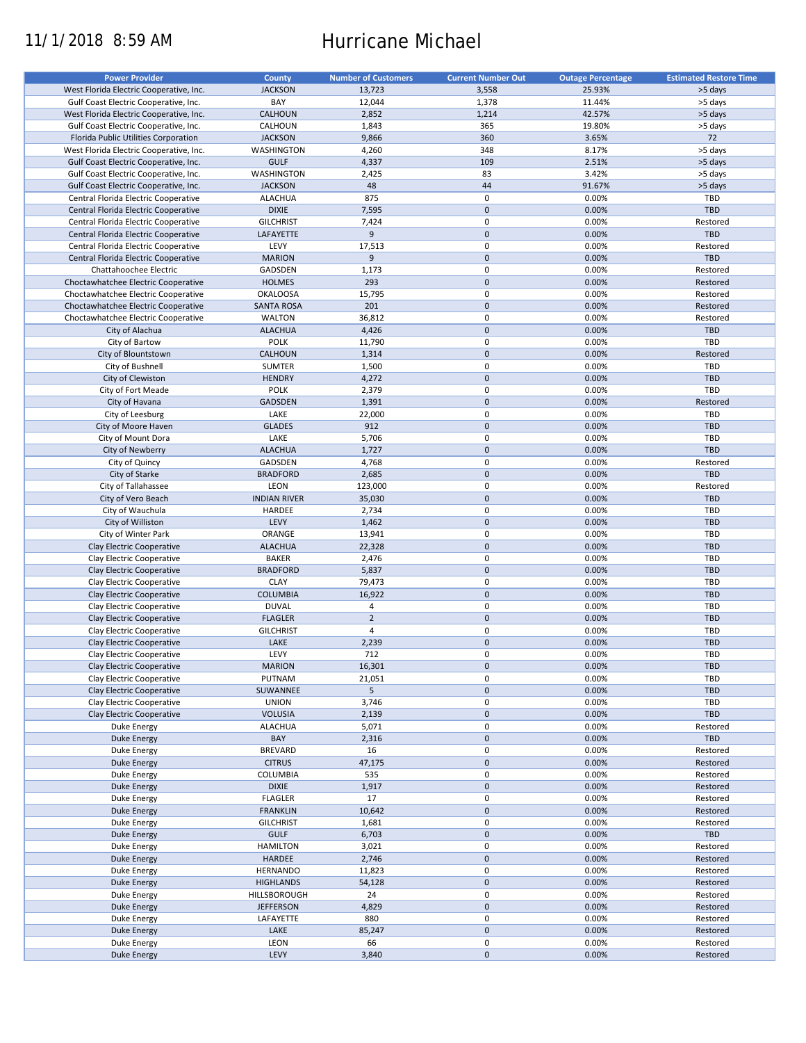11/1/2018 8:59 AM

# Hurricane Michael

| Power Provider | County | Number of Customers | Current Number Out | Outage Percentage | Estimated Restore Time |
|---|---|---|---|---|---|
| West Florida Electric Cooperative, Inc. | JACKSON | 13,723 | 3,558 | 25.93% | >5 days |
| Gulf Coast Electric Cooperative, Inc. | BAY | 12,044 | 1,378 | 11.44% | >5 days |
| West Florida Electric Cooperative, Inc. | CALHOUN | 2,852 | 1,214 | 42.57% | >5 days |
| Gulf Coast Electric Cooperative, Inc. | CALHOUN | 1,843 | 365 | 19.80% | >5 days |
| Florida Public Utilities Corporation | JACKSON | 9,866 | 360 | 3.65% | 72 |
| West Florida Electric Cooperative, Inc. | WASHINGTON | 4,260 | 348 | 8.17% | >5 days |
| Gulf Coast Electric Cooperative, Inc. | GULF | 4,337 | 109 | 2.51% | >5 days |
| Gulf Coast Electric Cooperative, Inc. | WASHINGTON | 2,425 | 83 | 3.42% | >5 days |
| Gulf Coast Electric Cooperative, Inc. | JACKSON | 48 | 44 | 91.67% | >5 days |
| Central Florida Electric Cooperative | ALACHUA | 875 | 0 | 0.00% | TBD |
| Central Florida Electric Cooperative | DIXIE | 7,595 | 0 | 0.00% | TBD |
| Central Florida Electric Cooperative | GILCHRIST | 7,424 | 0 | 0.00% | Restored |
| Central Florida Electric Cooperative | LAFAYETTE | 9 | 0 | 0.00% | TBD |
| Central Florida Electric Cooperative | LEVY | 17,513 | 0 | 0.00% | Restored |
| Central Florida Electric Cooperative | MARION | 9 | 0 | 0.00% | TBD |
| Chattahoochee Electric | GADSDEN | 1,173 | 0 | 0.00% | Restored |
| Choctawhatchee Electric Cooperative | HOLMES | 293 | 0 | 0.00% | Restored |
| Choctawhatchee Electric Cooperative | OKALOOSA | 15,795 | 0 | 0.00% | Restored |
| Choctawhatchee Electric Cooperative | SANTA ROSA | 201 | 0 | 0.00% | Restored |
| Choctawhatchee Electric Cooperative | WALTON | 36,812 | 0 | 0.00% | Restored |
| City of Alachua | ALACHUA | 4,426 | 0 | 0.00% | TBD |
| City of Bartow | POLK | 11,790 | 0 | 0.00% | TBD |
| City of Blountstown | CALHOUN | 1,314 | 0 | 0.00% | Restored |
| City of Bushnell | SUMTER | 1,500 | 0 | 0.00% | TBD |
| City of Clewiston | HENDRY | 4,272 | 0 | 0.00% | TBD |
| City of Fort Meade | POLK | 2,379 | 0 | 0.00% | TBD |
| City of Havana | GADSDEN | 1,391 | 0 | 0.00% | Restored |
| City of Leesburg | LAKE | 22,000 | 0 | 0.00% | TBD |
| City of Moore Haven | GLADES | 912 | 0 | 0.00% | TBD |
| City of Mount Dora | LAKE | 5,706 | 0 | 0.00% | TBD |
| City of Newberry | ALACHUA | 1,727 | 0 | 0.00% | TBD |
| City of Quincy | GADSDEN | 4,768 | 0 | 0.00% | Restored |
| City of Starke | BRADFORD | 2,685 | 0 | 0.00% | TBD |
| City of Tallahassee | LEON | 123,000 | 0 | 0.00% | Restored |
| City of Vero Beach | INDIAN RIVER | 35,030 | 0 | 0.00% | TBD |
| City of Wauchula | HARDEE | 2,734 | 0 | 0.00% | TBD |
| City of Williston | LEVY | 1,462 | 0 | 0.00% | TBD |
| City of Winter Park | ORANGE | 13,941 | 0 | 0.00% | TBD |
| Clay Electric Cooperative | ALACHUA | 22,328 | 0 | 0.00% | TBD |
| Clay Electric Cooperative | BAKER | 2,476 | 0 | 0.00% | TBD |
| Clay Electric Cooperative | BRADFORD | 5,837 | 0 | 0.00% | TBD |
| Clay Electric Cooperative | CLAY | 79,473 | 0 | 0.00% | TBD |
| Clay Electric Cooperative | COLUMBIA | 16,922 | 0 | 0.00% | TBD |
| Clay Electric Cooperative | DUVAL | 4 | 0 | 0.00% | TBD |
| Clay Electric Cooperative | FLAGLER | 2 | 0 | 0.00% | TBD |
| Clay Electric Cooperative | GILCHRIST | 4 | 0 | 0.00% | TBD |
| Clay Electric Cooperative | LAKE | 2,239 | 0 | 0.00% | TBD |
| Clay Electric Cooperative | LEVY | 712 | 0 | 0.00% | TBD |
| Clay Electric Cooperative | MARION | 16,301 | 0 | 0.00% | TBD |
| Clay Electric Cooperative | PUTNAM | 21,051 | 0 | 0.00% | TBD |
| Clay Electric Cooperative | SUWANNEE | 5 | 0 | 0.00% | TBD |
| Clay Electric Cooperative | UNION | 3,746 | 0 | 0.00% | TBD |
| Clay Electric Cooperative | VOLUSIA | 2,139 | 0 | 0.00% | TBD |
| Duke Energy | ALACHUA | 5,071 | 0 | 0.00% | Restored |
| Duke Energy | BAY | 2,316 | 0 | 0.00% | TBD |
| Duke Energy | BREVARD | 16 | 0 | 0.00% | Restored |
| Duke Energy | CITRUS | 47,175 | 0 | 0.00% | Restored |
| Duke Energy | COLUMBIA | 535 | 0 | 0.00% | Restored |
| Duke Energy | DIXIE | 1,917 | 0 | 0.00% | Restored |
| Duke Energy | FLAGLER | 17 | 0 | 0.00% | Restored |
| Duke Energy | FRANKLIN | 10,642 | 0 | 0.00% | Restored |
| Duke Energy | GILCHRIST | 1,681 | 0 | 0.00% | Restored |
| Duke Energy | GULF | 6,703 | 0 | 0.00% | TBD |
| Duke Energy | HAMILTON | 3,021 | 0 | 0.00% | Restored |
| Duke Energy | HARDEE | 2,746 | 0 | 0.00% | Restored |
| Duke Energy | HERNANDO | 11,823 | 0 | 0.00% | Restored |
| Duke Energy | HIGHLANDS | 54,128 | 0 | 0.00% | Restored |
| Duke Energy | HILLSBOROUGH | 24 | 0 | 0.00% | Restored |
| Duke Energy | JEFFERSON | 4,829 | 0 | 0.00% | Restored |
| Duke Energy | LAFAYETTE | 880 | 0 | 0.00% | Restored |
| Duke Energy | LAKE | 85,247 | 0 | 0.00% | Restored |
| Duke Energy | LEON | 66 | 0 | 0.00% | Restored |
| Duke Energy | LEVY | 3,840 | 0 | 0.00% | Restored |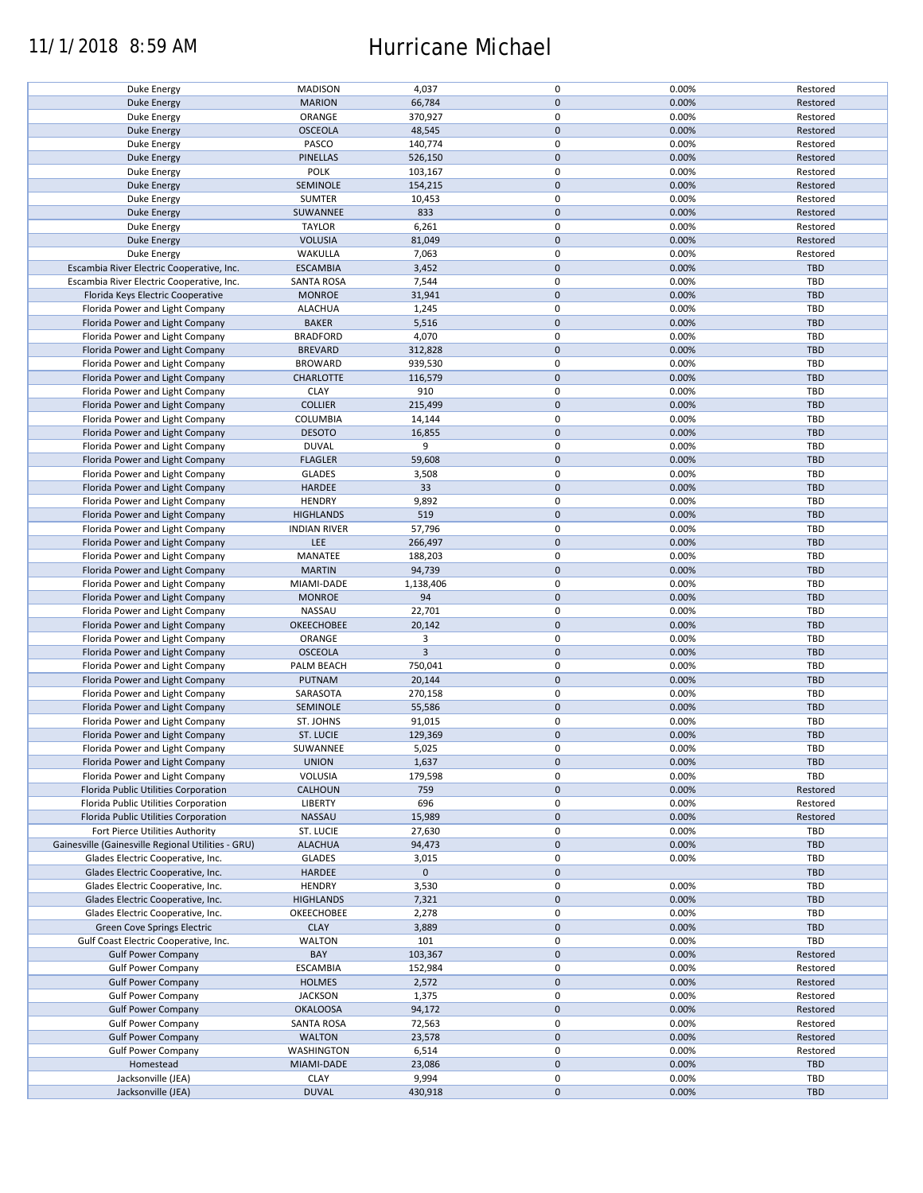| Duke Energy | MADISON | 4,037 | 0 | 0.00% | Restored |
|---|---|---|---|---|---|
| Duke Energy | MARION | 66,784 | 0 | 0.00% | Restored |
| Duke Energy | ORANGE | 370,927 | 0 | 0.00% | Restored |
| Duke Energy | OSCEOLA | 48,545 | 0 | 0.00% | Restored |
| Duke Energy | PASCO | 140,774 | 0 | 0.00% | Restored |
| Duke Energy | PINELLAS | 526,150 | 0 | 0.00% | Restored |
| Duke Energy | POLK | 103,167 | 0 | 0.00% | Restored |
| Duke Energy | SEMINOLE | 154,215 | 0 | 0.00% | Restored |
| Duke Energy | SUMTER | 10,453 | 0 | 0.00% | Restored |
| Duke Energy | SUWANNEE | 833 | 0 | 0.00% | Restored |
| Duke Energy | TAYLOR | 6,261 | 0 | 0.00% | Restored |
| Duke Energy | VOLUSIA | 81,049 | 0 | 0.00% | Restored |
| Duke Energy | WAKULLA | 7,063 | 0 | 0.00% | Restored |
| Escambia River Electric Cooperative, Inc. | ESCAMBIA | 3,452 | 0 | 0.00% | TBD |
| Escambia River Electric Cooperative, Inc. | SANTA ROSA | 7,544 | 0 | 0.00% | TBD |
| Florida Keys Electric Cooperative | MONROE | 31,941 | 0 | 0.00% | TBD |
| Florida Power and Light Company | ALACHUA | 1,245 | 0 | 0.00% | TBD |
| Florida Power and Light Company | BAKER | 5,516 | 0 | 0.00% | TBD |
| Florida Power and Light Company | BRADFORD | 4,070 | 0 | 0.00% | TBD |
| Florida Power and Light Company | BREVARD | 312,828 | 0 | 0.00% | TBD |
| Florida Power and Light Company | BROWARD | 939,530 | 0 | 0.00% | TBD |
| Florida Power and Light Company | CHARLOTTE | 116,579 | 0 | 0.00% | TBD |
| Florida Power and Light Company | CLAY | 910 | 0 | 0.00% | TBD |
| Florida Power and Light Company | COLLIER | 215,499 | 0 | 0.00% | TBD |
| Florida Power and Light Company | COLUMBIA | 14,144 | 0 | 0.00% | TBD |
| Florida Power and Light Company | DESOTO | 16,855 | 0 | 0.00% | TBD |
| Florida Power and Light Company | DUVAL | 9 | 0 | 0.00% | TBD |
| Florida Power and Light Company | FLAGLER | 59,608 | 0 | 0.00% | TBD |
| Florida Power and Light Company | GLADES | 3,508 | 0 | 0.00% | TBD |
| Florida Power and Light Company | HARDEE | 33 | 0 | 0.00% | TBD |
| Florida Power and Light Company | HENDRY | 9,892 | 0 | 0.00% | TBD |
| Florida Power and Light Company | HIGHLANDS | 519 | 0 | 0.00% | TBD |
| Florida Power and Light Company | INDIAN RIVER | 57,796 | 0 | 0.00% | TBD |
| Florida Power and Light Company | LEE | 266,497 | 0 | 0.00% | TBD |
| Florida Power and Light Company | MANATEE | 188,203 | 0 | 0.00% | TBD |
| Florida Power and Light Company | MARTIN | 94,739 | 0 | 0.00% | TBD |
| Florida Power and Light Company | MIAMI-DADE | 1,138,406 | 0 | 0.00% | TBD |
| Florida Power and Light Company | MONROE | 94 | 0 | 0.00% | TBD |
| Florida Power and Light Company | NASSAU | 22,701 | 0 | 0.00% | TBD |
| Florida Power and Light Company | OKEECHOBEE | 20,142 | 0 | 0.00% | TBD |
| Florida Power and Light Company | ORANGE | 3 | 0 | 0.00% | TBD |
| Florida Power and Light Company | OSCEOLA | 3 | 0 | 0.00% | TBD |
| Florida Power and Light Company | PALM BEACH | 750,041 | 0 | 0.00% | TBD |
| Florida Power and Light Company | PUTNAM | 20,144 | 0 | 0.00% | TBD |
| Florida Power and Light Company | SARASOTA | 270,158 | 0 | 0.00% | TBD |
| Florida Power and Light Company | SEMINOLE | 55,586 | 0 | 0.00% | TBD |
| Florida Power and Light Company | ST. JOHNS | 91,015 | 0 | 0.00% | TBD |
| Florida Power and Light Company | ST. LUCIE | 129,369 | 0 | 0.00% | TBD |
| Florida Power and Light Company | SUWANNEE | 5,025 | 0 | 0.00% | TBD |
| Florida Power and Light Company | UNION | 1,637 | 0 | 0.00% | TBD |
| Florida Power and Light Company | VOLUSIA | 179,598 | 0 | 0.00% | TBD |
| Florida Public Utilities Corporation | CALHOUN | 759 | 0 | 0.00% | Restored |
| Florida Public Utilities Corporation | LIBERTY | 696 | 0 | 0.00% | Restored |
| Florida Public Utilities Corporation | NASSAU | 15,989 | 0 | 0.00% | Restored |
| Fort Pierce Utilities Authority | ST. LUCIE | 27,630 | 0 | 0.00% | TBD |
| Gainesville (Gainesville Regional Utilities - GRU) | ALACHUA | 94,473 | 0 | 0.00% | TBD |
| Glades Electric Cooperative, Inc. | GLADES | 3,015 | 0 | 0.00% | TBD |
| Glades Electric Cooperative, Inc. | HARDEE | 0 | 0 | | TBD |
| Glades Electric Cooperative, Inc. | HENDRY | 3,530 | 0 | 0.00% | TBD |
| Glades Electric Cooperative, Inc. | HIGHLANDS | 7,321 | 0 | 0.00% | TBD |
| Glades Electric Cooperative, Inc. | OKEECHOBEE | 2,278 | 0 | 0.00% | TBD |
| Green Cove Springs Electric | CLAY | 3,889 | 0 | 0.00% | TBD |
| Gulf Coast Electric Cooperative, Inc. | WALTON | 101 | 0 | 0.00% | TBD |
| Gulf Power Company | BAY | 103,367 | 0 | 0.00% | Restored |
| Gulf Power Company | ESCAMBIA | 152,984 | 0 | 0.00% | Restored |
| Gulf Power Company | HOLMES | 2,572 | 0 | 0.00% | Restored |
| Gulf Power Company | JACKSON | 1,375 | 0 | 0.00% | Restored |
| Gulf Power Company | OKALOOSA | 94,172 | 0 | 0.00% | Restored |
| Gulf Power Company | SANTA ROSA | 72,563 | 0 | 0.00% | Restored |
| Gulf Power Company | WALTON | 23,578 | 0 | 0.00% | Restored |
| Gulf Power Company | WASHINGTON | 6,514 | 0 | 0.00% | Restored |
| Homestead | MIAMI-DADE | 23,086 | 0 | 0.00% | TBD |
| Jacksonville (JEA) | CLAY | 9,994 | 0 | 0.00% | TBD |
| Jacksonville (JEA) | DUVAL | 430,918 | 0 | 0.00% | TBD |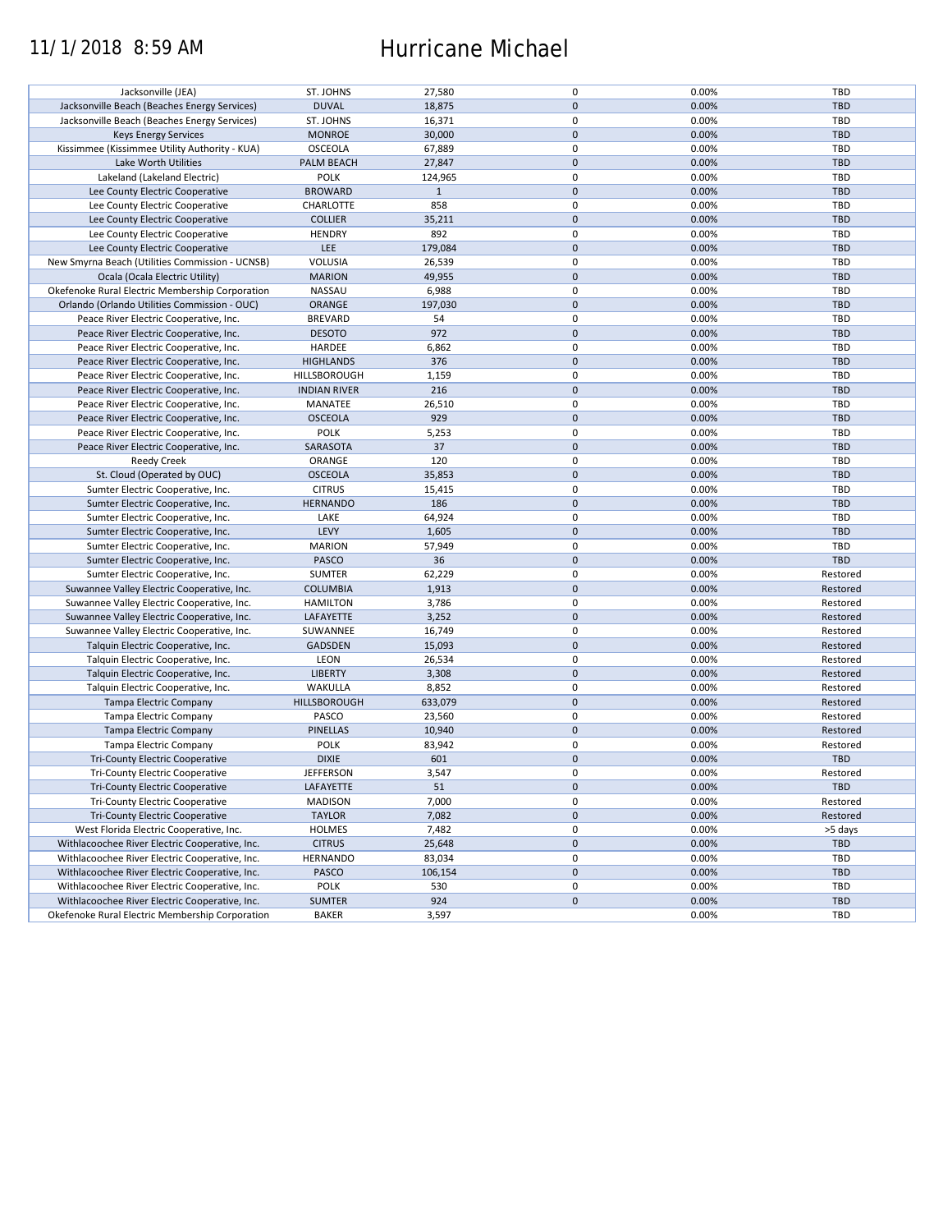| | | | | | |
|---|---|---|---|---|---|
| Jacksonville (JEA) | ST. JOHNS | 27,580 | 0 | 0.00% | TBD |
| Jacksonville Beach (Beaches Energy Services) | DUVAL | 18,875 | 0 | 0.00% | TBD |
| Jacksonville Beach (Beaches Energy Services) | ST. JOHNS | 16,371 | 0 | 0.00% | TBD |
| Keys Energy Services | MONROE | 30,000 | 0 | 0.00% | TBD |
| Kissimmee (Kissimmee Utility Authority - KUA) | OSCEOLA | 67,889 | 0 | 0.00% | TBD |
| Lake Worth Utilities | PALM BEACH | 27,847 | 0 | 0.00% | TBD |
| Lakeland (Lakeland Electric) | POLK | 124,965 | 0 | 0.00% | TBD |
| Lee County Electric Cooperative | BROWARD | 1 | 0 | 0.00% | TBD |
| Lee County Electric Cooperative | CHARLOTTE | 858 | 0 | 0.00% | TBD |
| Lee County Electric Cooperative | COLLIER | 35,211 | 0 | 0.00% | TBD |
| Lee County Electric Cooperative | HENDRY | 892 | 0 | 0.00% | TBD |
| Lee County Electric Cooperative | LEE | 179,084 | 0 | 0.00% | TBD |
| New Smyrna Beach (Utilities Commission - UCNSB) | VOLUSIA | 26,539 | 0 | 0.00% | TBD |
| Ocala (Ocala Electric Utility) | MARION | 49,955 | 0 | 0.00% | TBD |
| Okefenoke Rural Electric Membership Corporation | NASSAU | 6,988 | 0 | 0.00% | TBD |
| Orlando (Orlando Utilities Commission - OUC) | ORANGE | 197,030 | 0 | 0.00% | TBD |
| Peace River Electric Cooperative, Inc. | BREVARD | 54 | 0 | 0.00% | TBD |
| Peace River Electric Cooperative, Inc. | DESOTO | 972 | 0 | 0.00% | TBD |
| Peace River Electric Cooperative, Inc. | HARDEE | 6,862 | 0 | 0.00% | TBD |
| Peace River Electric Cooperative, Inc. | HIGHLANDS | 376 | 0 | 0.00% | TBD |
| Peace River Electric Cooperative, Inc. | HILLSBOROUGH | 1,159 | 0 | 0.00% | TBD |
| Peace River Electric Cooperative, Inc. | INDIAN RIVER | 216 | 0 | 0.00% | TBD |
| Peace River Electric Cooperative, Inc. | MANATEE | 26,510 | 0 | 0.00% | TBD |
| Peace River Electric Cooperative, Inc. | OSCEOLA | 929 | 0 | 0.00% | TBD |
| Peace River Electric Cooperative, Inc. | POLK | 5,253 | 0 | 0.00% | TBD |
| Peace River Electric Cooperative, Inc. | SARASOTA | 37 | 0 | 0.00% | TBD |
| Reedy Creek | ORANGE | 120 | 0 | 0.00% | TBD |
| St. Cloud (Operated by OUC) | OSCEOLA | 35,853 | 0 | 0.00% | TBD |
| Sumter Electric Cooperative, Inc. | CITRUS | 15,415 | 0 | 0.00% | TBD |
| Sumter Electric Cooperative, Inc. | HERNANDO | 186 | 0 | 0.00% | TBD |
| Sumter Electric Cooperative, Inc. | LAKE | 64,924 | 0 | 0.00% | TBD |
| Sumter Electric Cooperative, Inc. | LEVY | 1,605 | 0 | 0.00% | TBD |
| Sumter Electric Cooperative, Inc. | MARION | 57,949 | 0 | 0.00% | TBD |
| Sumter Electric Cooperative, Inc. | PASCO | 36 | 0 | 0.00% | TBD |
| Sumter Electric Cooperative, Inc. | SUMTER | 62,229 | 0 | 0.00% | Restored |
| Suwannee Valley Electric Cooperative, Inc. | COLUMBIA | 1,913 | 0 | 0.00% | Restored |
| Suwannee Valley Electric Cooperative, Inc. | HAMILTON | 3,786 | 0 | 0.00% | Restored |
| Suwannee Valley Electric Cooperative, Inc. | LAFAYETTE | 3,252 | 0 | 0.00% | Restored |
| Suwannee Valley Electric Cooperative, Inc. | SUWANNEE | 16,749 | 0 | 0.00% | Restored |
| Talquin Electric Cooperative, Inc. | GADSDEN | 15,093 | 0 | 0.00% | Restored |
| Talquin Electric Cooperative, Inc. | LEON | 26,534 | 0 | 0.00% | Restored |
| Talquin Electric Cooperative, Inc. | LIBERTY | 3,308 | 0 | 0.00% | Restored |
| Talquin Electric Cooperative, Inc. | WAKULLA | 8,852 | 0 | 0.00% | Restored |
| Tampa Electric Company | HILLSBOROUGH | 633,079 | 0 | 0.00% | Restored |
| Tampa Electric Company | PASCO | 23,560 | 0 | 0.00% | Restored |
| Tampa Electric Company | PINELLAS | 10,940 | 0 | 0.00% | Restored |
| Tampa Electric Company | POLK | 83,942 | 0 | 0.00% | Restored |
| Tri-County Electric Cooperative | DIXIE | 601 | 0 | 0.00% | TBD |
| Tri-County Electric Cooperative | JEFFERSON | 3,547 | 0 | 0.00% | Restored |
| Tri-County Electric Cooperative | LAFAYETTE | 51 | 0 | 0.00% | TBD |
| Tri-County Electric Cooperative | MADISON | 7,000 | 0 | 0.00% | Restored |
| Tri-County Electric Cooperative | TAYLOR | 7,082 | 0 | 0.00% | Restored |
| West Florida Electric Cooperative, Inc. | HOLMES | 7,482 | 0 | 0.00% | >5 days |
| Withlacoochee River Electric Cooperative, Inc. | CITRUS | 25,648 | 0 | 0.00% | TBD |
| Withlacoochee River Electric Cooperative, Inc. | HERNANDO | 83,034 | 0 | 0.00% | TBD |
| Withlacoochee River Electric Cooperative, Inc. | PASCO | 106,154 | 0 | 0.00% | TBD |
| Withlacoochee River Electric Cooperative, Inc. | POLK | 530 | 0 | 0.00% | TBD |
| Withlacoochee River Electric Cooperative, Inc. | SUMTER | 924 | 0 | 0.00% | TBD |
| Okefenoke Rural Electric Membership Corporation | BAKER | 3,597 | | 0.00% | TBD |